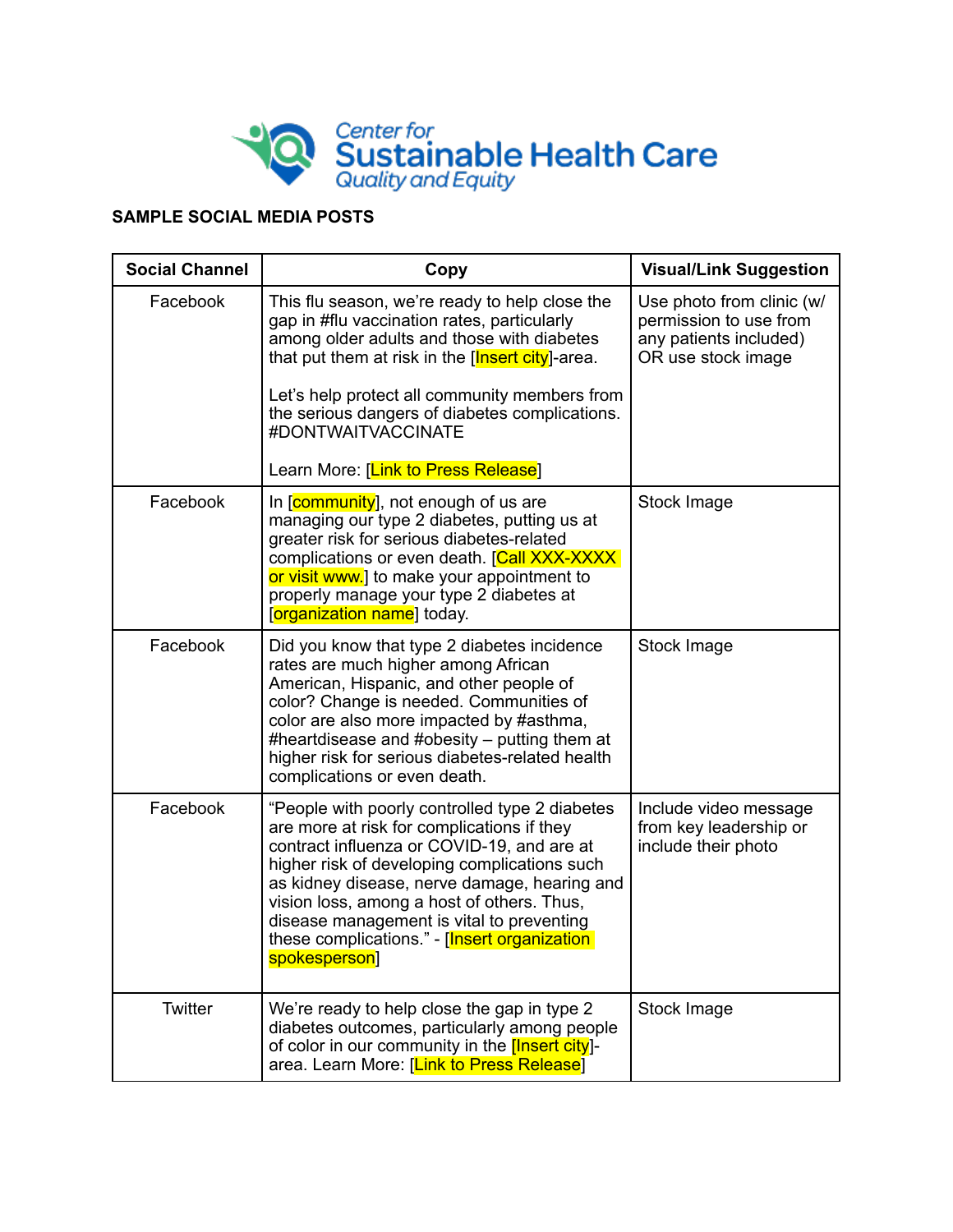Center for
Sustainable Health Care
Quality and Equity

**SAMPLE SOCIAL MEDIA POSTS**

| Social Channel | Copy | Visual/Link Suggestion |
|---|---|---|
| Facebook | This flu season, we're ready to help close the gap in #flu vaccination rates, particularly among older adults and those with diabetes that put them at risk in the [Insert city]-area.<br><br>Let's help protect all community members from the serious dangers of diabetes complications. #DONTWAITVACCINATE<br><br>Learn More: [Link to Press Release] | Use photo from clinic (w/ permission to use from any patients included) OR use stock image |
| Facebook | In [community], not enough of us are managing our type 2 diabetes, putting us at greater risk for serious diabetes-related complications or even death. [Call XXX-XXXX or visit www.] to make your appointment to properly manage your type 2 diabetes at [organization name] today. | Stock Image |
| Facebook | Did you know that type 2 diabetes incidence rates are much higher among African American, Hispanic, and other people of color? Change is needed. Communities of color are also more impacted by #asthma, #heartdisease and #obesity – putting them at higher risk for serious diabetes-related health complications or even death. | Stock Image |
| Facebook | "People with poorly controlled type 2 diabetes are more at risk for complications if they contract influenza or COVID-19, and are at higher risk of developing complications such as kidney disease, nerve damage, hearing and vision loss, among a host of others. Thus, disease management is vital to preventing these complications." - [Insert organization spokesperson] | Include video message from key leadership or include their photo |
| Twitter | We're ready to help close the gap in type 2 diabetes outcomes, particularly among people of color in our community in the [Insert city]-area. Learn More: [Link to Press Release] | Stock Image |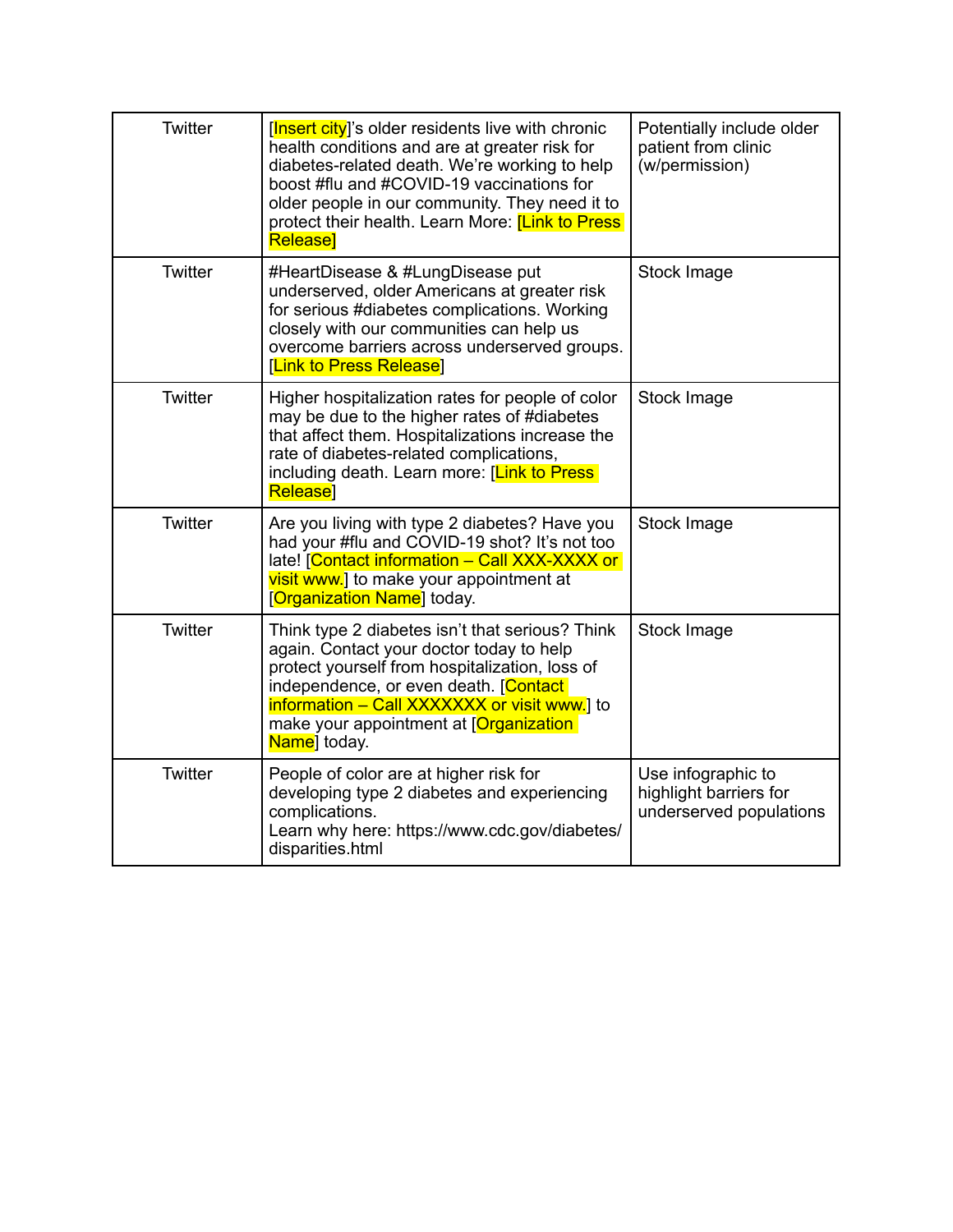| | | |
|---|---|---|
| Twitter | [Insert city]'s older residents live with chronic health conditions and are at greater risk for diabetes-related death. We're working to help boost #flu and #COVID-19 vaccinations for older people in our community. They need it to protect their health. Learn More: [Link to Press Release] | Potentially include older patient from clinic (w/permission) |
| Twitter | #HeartDisease & #LungDisease put underserved, older Americans at greater risk for serious #diabetes complications. Working closely with our communities can help us overcome barriers across underserved groups. [Link to Press Release] | Stock Image |
| Twitter | Higher hospitalization rates for people of color may be due to the higher rates of #diabetes that affect them. Hospitalizations increase the rate of diabetes-related complications, including death. Learn more: [Link to Press Release] | Stock Image |
| Twitter | Are you living with type 2 diabetes? Have you had your #flu and COVID-19 shot? It's not too late! [Contact information – Call XXX-XXXX or visit www.] to make your appointment at [Organization Name] today. | Stock Image |
| Twitter | Think type 2 diabetes isn't that serious? Think again. Contact your doctor today to help protect yourself from hospitalization, loss of independence, or even death. [Contact information – Call XXXXXXX or visit www.] to make your appointment at [Organization Name] today. | Stock Image |
| Twitter | People of color are at higher risk for developing type 2 diabetes and experiencing complications. Learn why here: https://www.cdc.gov/diabetes/disparities.html | Use infographic to highlight barriers for underserved populations |